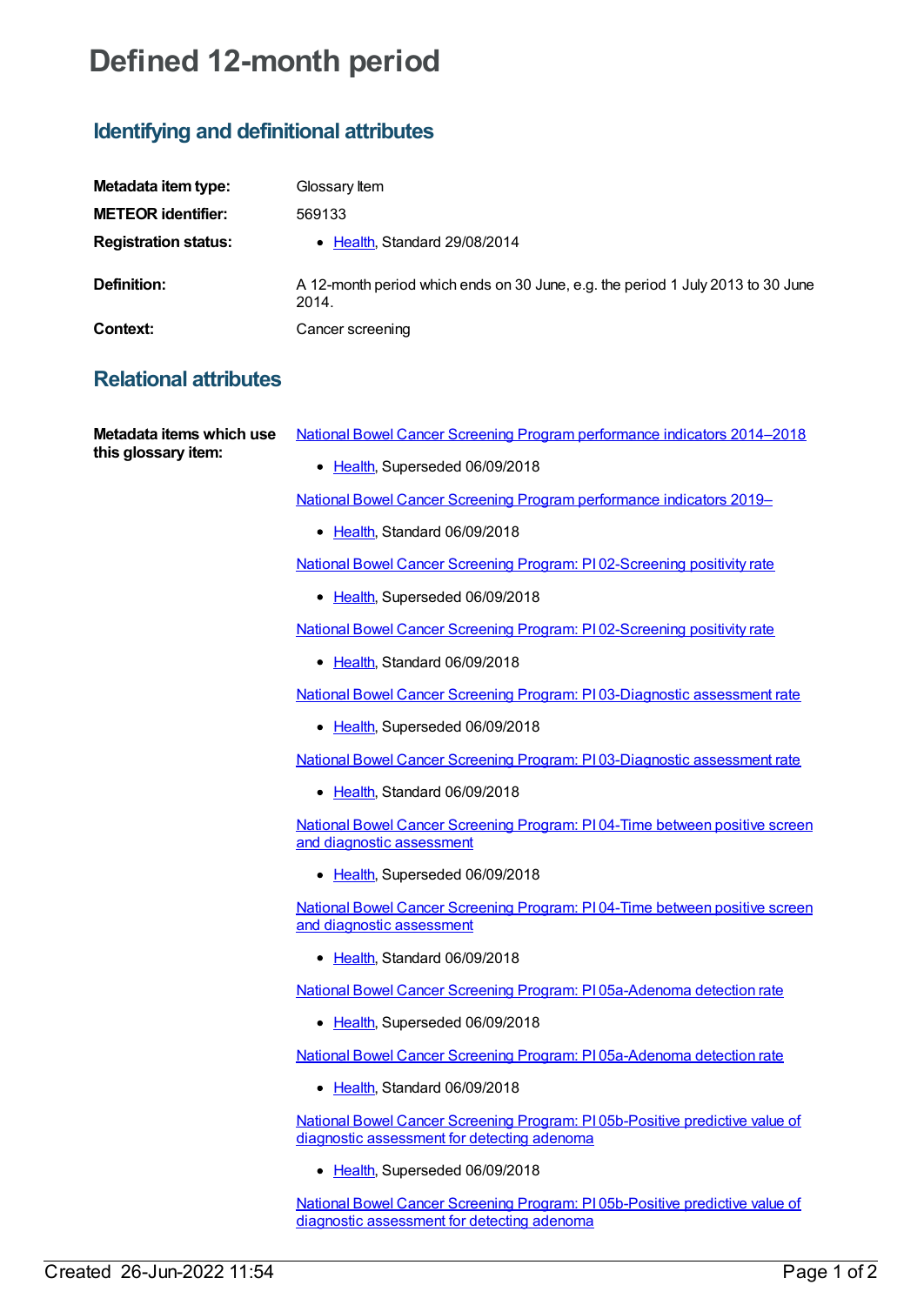# Defined 12-month period

## Identifying and definitional attributes

**Metadata item type:** Glossary Item

**METEOR identifier:** 569133

**Registration status:**

- Health, Standard 29/08/2014

**Definition:** A 12-month period which ends on 30 June, e.g. the period 1 July 2013 to 30 June 2014.

**Context:** Cancer screening

## Relational attributes

**Metadata items which use this glossary item:**

National Bowel Cancer Screening Program performance indicators 2014–2018

- Health, Superseded 06/09/2018

National Bowel Cancer Screening Program performance indicators 2019–

- Health, Standard 06/09/2018

National Bowel Cancer Screening Program: PI 02-Screening positivity rate

- Health, Superseded 06/09/2018

National Bowel Cancer Screening Program: PI 02-Screening positivity rate

- Health, Standard 06/09/2018

National Bowel Cancer Screening Program: PI 03-Diagnostic assessment rate

- Health, Superseded 06/09/2018

National Bowel Cancer Screening Program: PI 03-Diagnostic assessment rate

- Health, Standard 06/09/2018

National Bowel Cancer Screening Program: PI 04-Time between positive screen and diagnostic assessment

- Health, Superseded 06/09/2018

National Bowel Cancer Screening Program: PI 04-Time between positive screen and diagnostic assessment

- Health, Standard 06/09/2018

National Bowel Cancer Screening Program: PI 05a-Adenoma detection rate

- Health, Superseded 06/09/2018

National Bowel Cancer Screening Program: PI 05a-Adenoma detection rate

- Health, Standard 06/09/2018

National Bowel Cancer Screening Program: PI 05b-Positive predictive value of diagnostic assessment for detecting adenoma

- Health, Superseded 06/09/2018

National Bowel Cancer Screening Program: PI 05b-Positive predictive value of diagnostic assessment for detecting adenoma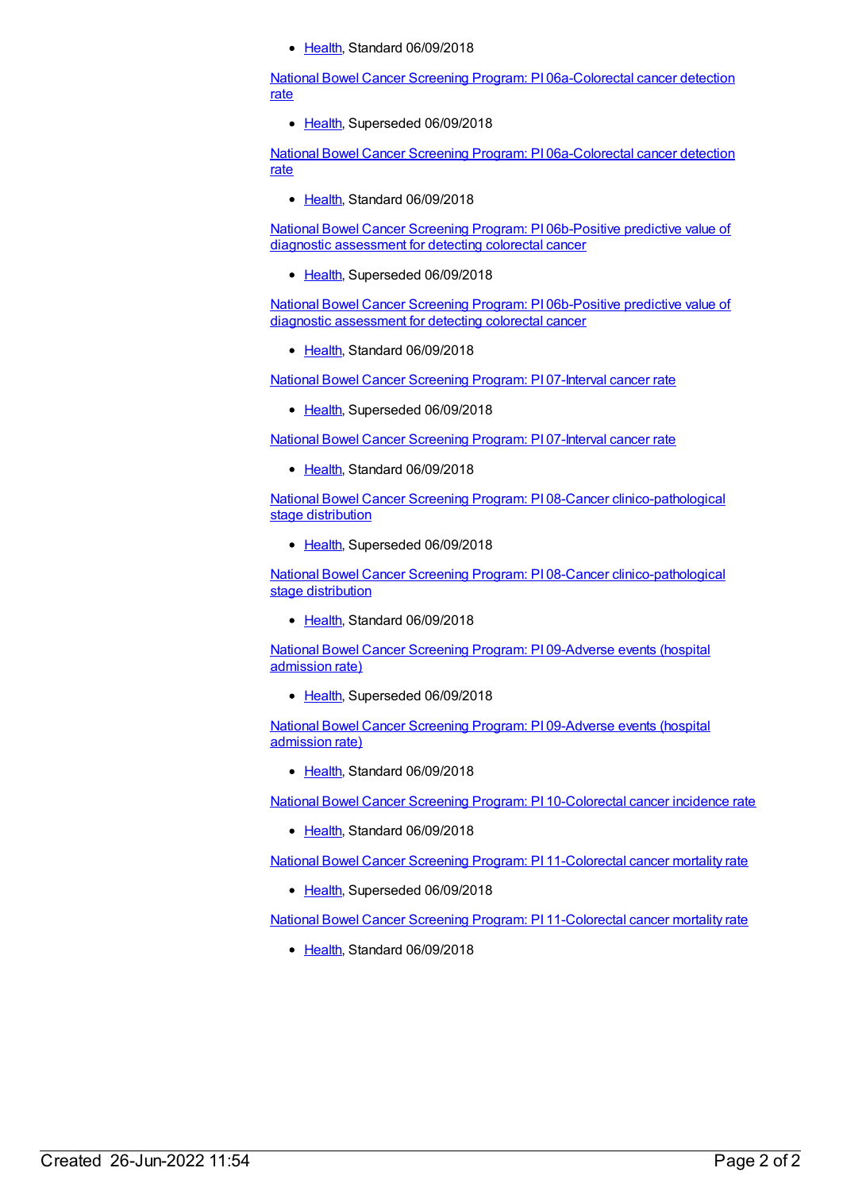- Health, Standard 06/09/2018

National Bowel Cancer Screening Program: PI 06a-Colorectal cancer detection rate

- Health, Superseded 06/09/2018

National Bowel Cancer Screening Program: PI 06a-Colorectal cancer detection rate

- Health, Standard 06/09/2018

National Bowel Cancer Screening Program: PI 06b-Positive predictive value of diagnostic assessment for detecting colorectal cancer

- Health, Superseded 06/09/2018

National Bowel Cancer Screening Program: PI 06b-Positive predictive value of diagnostic assessment for detecting colorectal cancer

- Health, Standard 06/09/2018

National Bowel Cancer Screening Program: PI 07-Interval cancer rate

- Health, Superseded 06/09/2018

National Bowel Cancer Screening Program: PI 07-Interval cancer rate

- Health, Standard 06/09/2018

National Bowel Cancer Screening Program: PI 08-Cancer clinico-pathological stage distribution

- Health, Superseded 06/09/2018

National Bowel Cancer Screening Program: PI 08-Cancer clinico-pathological stage distribution

- Health, Standard 06/09/2018

National Bowel Cancer Screening Program: PI 09-Adverse events (hospital admission rate)

- Health, Superseded 06/09/2018

National Bowel Cancer Screening Program: PI 09-Adverse events (hospital admission rate)

- Health, Standard 06/09/2018

National Bowel Cancer Screening Program: PI 10-Colorectal cancer incidence rate

- Health, Standard 06/09/2018

National Bowel Cancer Screening Program: PI 11-Colorectal cancer mortality rate

- Health, Superseded 06/09/2018

National Bowel Cancer Screening Program: PI 11-Colorectal cancer mortality rate

- Health, Standard 06/09/2018